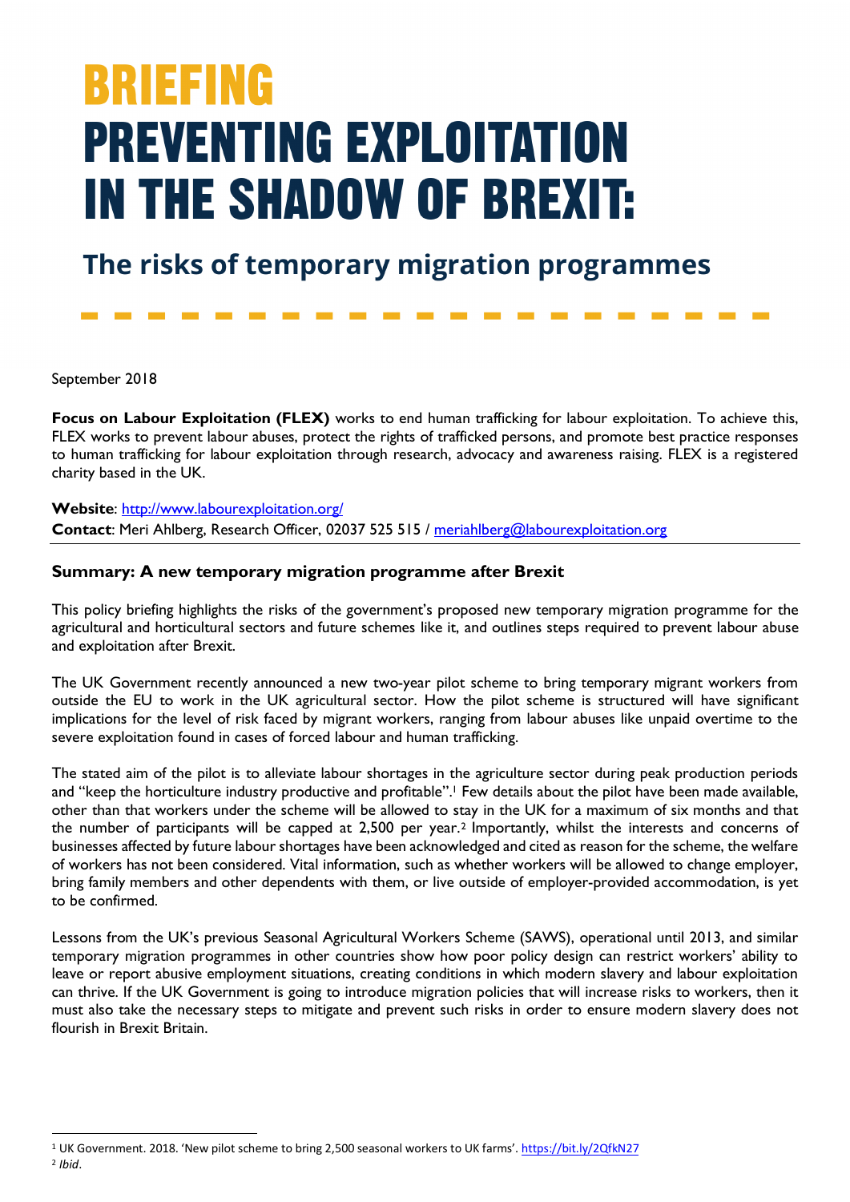# BRIEFING
# PREVENTING EXPLOITATION IN THE SHADOW OF BREXIT:

## The risks of temporary migration programmes

September 2018

**Focus on Labour Exploitation (FLEX)** works to end human trafficking for labour exploitation. To achieve this, FLEX works to prevent labour abuses, protect the rights of trafficked persons, and promote best practice responses to human trafficking for labour exploitation through research, advocacy and awareness raising. FLEX is a registered charity based in the UK.

**Website**: http://www.labourexploitation.org/
**Contact**: Meri Ahlberg, Research Officer, 02037 525 515 / meriahlberg@labourexploitation.org

### Summary: A new temporary migration programme after Brexit

This policy briefing highlights the risks of the government's proposed new temporary migration programme for the agricultural and horticultural sectors and future schemes like it, and outlines steps required to prevent labour abuse and exploitation after Brexit.

The UK Government recently announced a new two-year pilot scheme to bring temporary migrant workers from outside the EU to work in the UK agricultural sector. How the pilot scheme is structured will have significant implications for the level of risk faced by migrant workers, ranging from labour abuses like unpaid overtime to the severe exploitation found in cases of forced labour and human trafficking.

The stated aim of the pilot is to alleviate labour shortages in the agriculture sector during peak production periods and "keep the horticulture industry productive and profitable".[1] Few details about the pilot have been made available, other than that workers under the scheme will be allowed to stay in the UK for a maximum of six months and that the number of participants will be capped at 2,500 per year.[2] Importantly, whilst the interests and concerns of businesses affected by future labour shortages have been acknowledged and cited as reason for the scheme, the welfare of workers has not been considered. Vital information, such as whether workers will be allowed to change employer, bring family members and other dependents with them, or live outside of employer-provided accommodation, is yet to be confirmed.

Lessons from the UK's previous Seasonal Agricultural Workers Scheme (SAWS), operational until 2013, and similar temporary migration programmes in other countries show how poor policy design can restrict workers' ability to leave or report abusive employment situations, creating conditions in which modern slavery and labour exploitation can thrive. If the UK Government is going to introduce migration policies that will increase risks to workers, then it must also take the necessary steps to mitigate and prevent such risks in order to ensure modern slavery does not flourish in Brexit Britain.

---

[1] UK Government. 2018. 'New pilot scheme to bring 2,500 seasonal workers to UK farms'. https://bit.ly/2QfkN27

[2] *Ibid*.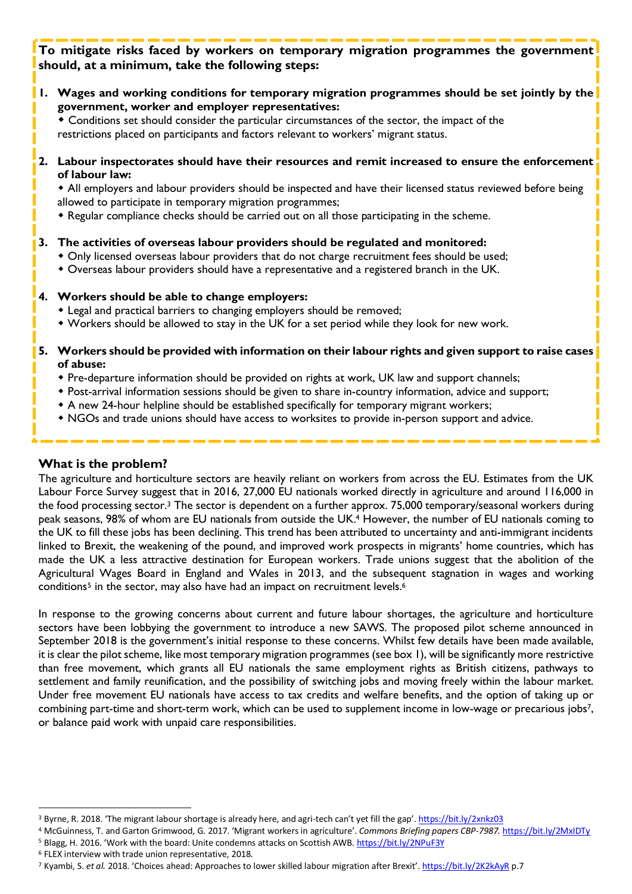**To mitigate risks faced by workers on temporary migration programmes the government should, at a minimum, take the following steps:**

1. **Wages and working conditions for temporary migration programmes should be set jointly by the government, worker and employer representatives:**
   - Conditions set should consider the particular circumstances of the sector, the impact of the restrictions placed on participants and factors relevant to workers' migrant status.

2. **Labour inspectorates should have their resources and remit increased to ensure the enforcement of labour law:**
   - All employers and labour providers should be inspected and have their licensed status reviewed before being allowed to participate in temporary migration programmes;
   - Regular compliance checks should be carried out on all those participating in the scheme.

3. **The activities of overseas labour providers should be regulated and monitored:**
   - Only licensed overseas labour providers that do not charge recruitment fees should be used;
   - Overseas labour providers should have a representative and a registered branch in the UK.

4. **Workers should be able to change employers:**
   - Legal and practical barriers to changing employers should be removed;
   - Workers should be allowed to stay in the UK for a set period while they look for new work.

5. **Workers should be provided with information on their labour rights and given support to raise cases of abuse:**
   - Pre-departure information should be provided on rights at work, UK law and support channels;
   - Post-arrival information sessions should be given to share in-country information, advice and support;
   - A new 24-hour helpline should be established specifically for temporary migrant workers;
   - NGOs and trade unions should have access to worksites to provide in-person support and advice.

## What is the problem?

The agriculture and horticulture sectors are heavily reliant on workers from across the EU. Estimates from the UK Labour Force Survey suggest that in 2016, 27,000 EU nationals worked directly in agriculture and around 116,000 in the food processing sector.[3] The sector is dependent on a further approx. 75,000 temporary/seasonal workers during peak seasons, 98% of whom are EU nationals from outside the UK.[4] However, the number of EU nationals coming to the UK to fill these jobs has been declining. This trend has been attributed to uncertainty and anti-immigrant incidents linked to Brexit, the weakening of the pound, and improved work prospects in migrants' home countries, which has made the UK a less attractive destination for European workers. Trade unions suggest that the abolition of the Agricultural Wages Board in England and Wales in 2013, and the subsequent stagnation in wages and working conditions[5] in the sector, may also have had an impact on recruitment levels.[6]

In response to the growing concerns about current and future labour shortages, the agriculture and horticulture sectors have been lobbying the government to introduce a new SAWS. The proposed pilot scheme announced in September 2018 is the government's initial response to these concerns. Whilst few details have been made available, it is clear the pilot scheme, like most temporary migration programmes (see box 1), will be significantly more restrictive than free movement, which grants all EU nationals the same employment rights as British citizens, pathways to settlement and family reunification, and the possibility of switching jobs and moving freely within the labour market. Under free movement EU nationals have access to tax credits and welfare benefits, and the option of taking up or combining part-time and short-term work, which can be used to supplement income in low-wage or precarious jobs[7], or balance paid work with unpaid care responsibilities.

---

[3] Byrne, R. 2018. 'The migrant labour shortage is already here, and agri-tech can't yet fill the gap'. https://bit.ly/2xnkz03

[4] McGuinness, T. and Garton Grimwood, G. 2017. 'Migrant workers in agriculture'. *Commons Briefing papers CBP-7987.* https://bit.ly/2MxIDTy

[5] Blagg, H. 2016. 'Work with the board: Unite condemns attacks on Scottish AWB. https://bit.ly/2NPuF3Y

[6] FLEX interview with trade union representative, 2018.

[7] Kyambi, S. *et al.* 2018. 'Choices ahead: Approaches to lower skilled labour migration after Brexit'. https://bit.ly/2K2kAyR p.7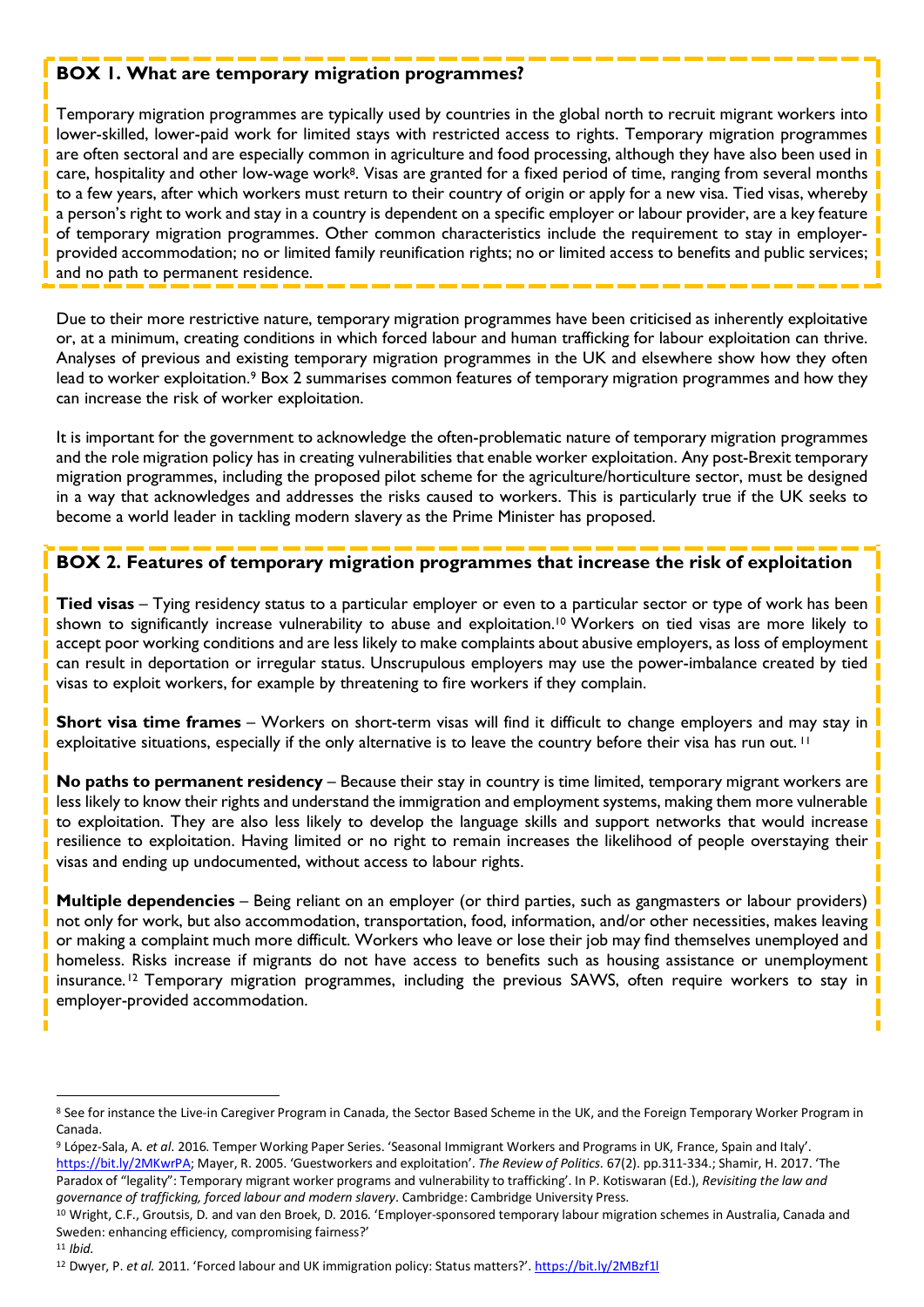### BOX 1. What are temporary migration programmes?

Temporary migration programmes are typically used by countries in the global north to recruit migrant workers into lower-skilled, lower-paid work for limited stays with restricted access to rights. Temporary migration programmes are often sectoral and are especially common in agriculture and food processing, although they have also been used in care, hospitality and other low-wage work[8]. Visas are granted for a fixed period of time, ranging from several months to a few years, after which workers must return to their country of origin or apply for a new visa. Tied visas, whereby a person's right to work and stay in a country is dependent on a specific employer or labour provider, are a key feature of temporary migration programmes. Other common characteristics include the requirement to stay in employer-provided accommodation; no or limited family reunification rights; no or limited access to benefits and public services; and no path to permanent residence.

Due to their more restrictive nature, temporary migration programmes have been criticised as inherently exploitative or, at a minimum, creating conditions in which forced labour and human trafficking for labour exploitation can thrive. Analyses of previous and existing temporary migration programmes in the UK and elsewhere show how they often lead to worker exploitation.[9] Box 2 summarises common features of temporary migration programmes and how they can increase the risk of worker exploitation.

It is important for the government to acknowledge the often-problematic nature of temporary migration programmes and the role migration policy has in creating vulnerabilities that enable worker exploitation. Any post-Brexit temporary migration programmes, including the proposed pilot scheme for the agriculture/horticulture sector, must be designed in a way that acknowledges and addresses the risks caused to workers. This is particularly true if the UK seeks to become a world leader in tackling modern slavery as the Prime Minister has proposed.

### BOX 2. Features of temporary migration programmes that increase the risk of exploitation

**Tied visas** – Tying residency status to a particular employer or even to a particular sector or type of work has been shown to significantly increase vulnerability to abuse and exploitation.[10] Workers on tied visas are more likely to accept poor working conditions and are less likely to make complaints about abusive employers, as loss of employment can result in deportation or irregular status. Unscrupulous employers may use the power-imbalance created by tied visas to exploit workers, for example by threatening to fire workers if they complain.

**Short visa time frames** – Workers on short-term visas will find it difficult to change employers and may stay in exploitative situations, especially if the only alternative is to leave the country before their visa has run out.[11]

**No paths to permanent residency** – Because their stay in country is time limited, temporary migrant workers are less likely to know their rights and understand the immigration and employment systems, making them more vulnerable to exploitation. They are also less likely to develop the language skills and support networks that would increase resilience to exploitation. Having limited or no right to remain increases the likelihood of people overstaying their visas and ending up undocumented, without access to labour rights.

**Multiple dependencies** – Being reliant on an employer (or third parties, such as gangmasters or labour providers) not only for work, but also accommodation, transportation, food, information, and/or other necessities, makes leaving or making a complaint much more difficult. Workers who leave or lose their job may find themselves unemployed and homeless. Risks increase if migrants do not have access to benefits such as housing assistance or unemployment insurance.[12] Temporary migration programmes, including the previous SAWS, often require workers to stay in employer-provided accommodation.

---

[8] See for instance the Live-in Caregiver Program in Canada, the Sector Based Scheme in the UK, and the Foreign Temporary Worker Program in Canada.

[9] López-Sala, A. *et al*. 2016. Temper Working Paper Series. 'Seasonal Immigrant Workers and Programs in UK, France, Spain and Italy'. https://bit.ly/2MKwrPA; Mayer, R. 2005. 'Guestworkers and exploitation'. *The Review of Politics.* 67(2). pp.311-334.; Shamir, H. 2017. 'The Paradox of "legality": Temporary migrant worker programs and vulnerability to trafficking'. In P. Kotiswaran (Ed.), *Revisiting the law and governance of trafficking, forced labour and modern slavery*. Cambridge: Cambridge University Press.

[10] Wright, C.F., Groutsis, D. and van den Broek, D. 2016. 'Employer-sponsored temporary labour migration schemes in Australia, Canada and Sweden: enhancing efficiency, compromising fairness?'

[11] *Ibid.*

[12] Dwyer, P. *et al.* 2011. 'Forced labour and UK immigration policy: Status matters?'. https://bit.ly/2MBzf1l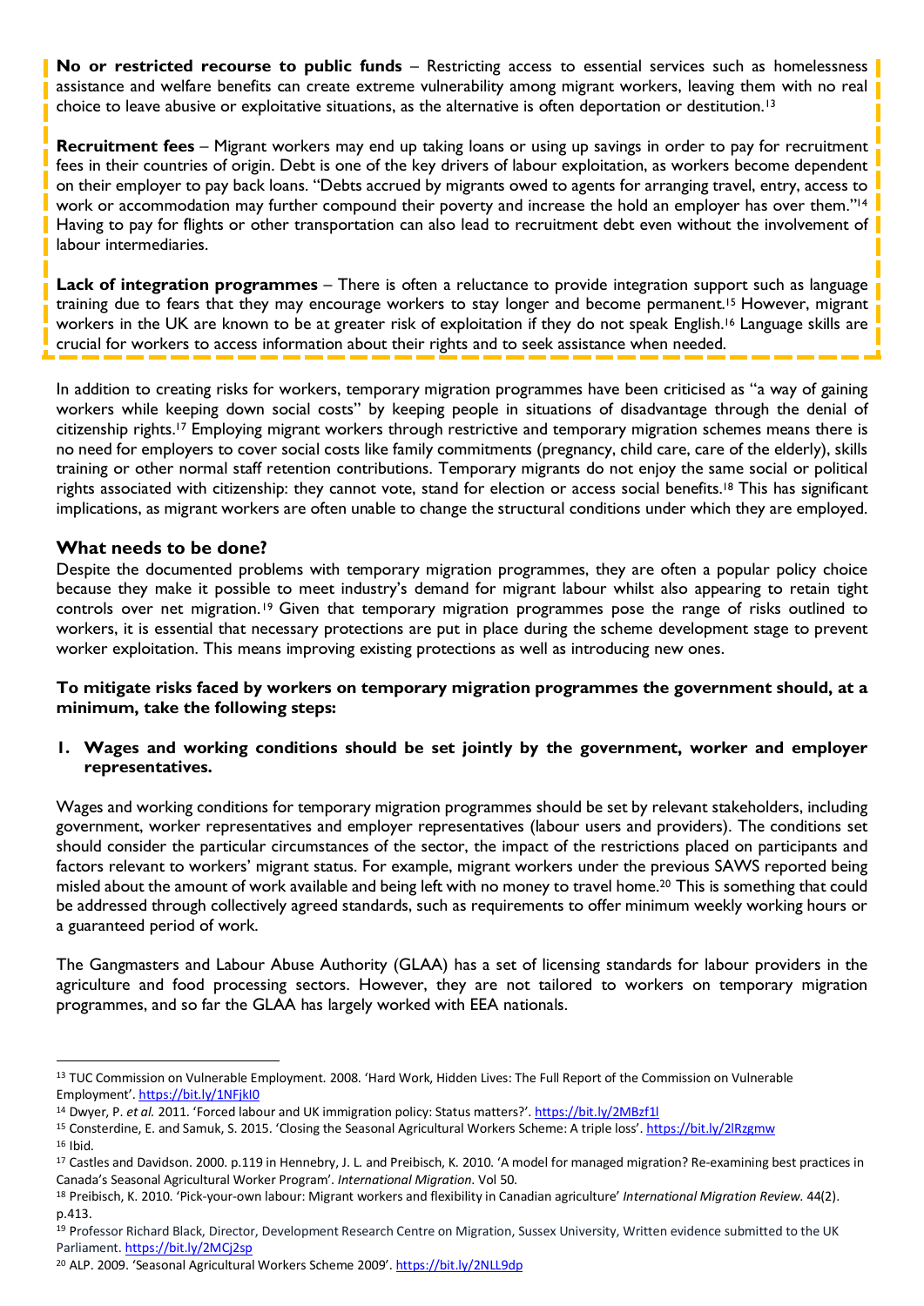**No or restricted recourse to public funds** – Restricting access to essential services such as homelessness assistance and welfare benefits can create extreme vulnerability among migrant workers, leaving them with no real choice to leave abusive or exploitative situations, as the alternative is often deportation or destitution.[13]

**Recruitment fees** – Migrant workers may end up taking loans or using up savings in order to pay for recruitment fees in their countries of origin. Debt is one of the key drivers of labour exploitation, as workers become dependent on their employer to pay back loans. "Debts accrued by migrants owed to agents for arranging travel, entry, access to work or accommodation may further compound their poverty and increase the hold an employer has over them."[14] Having to pay for flights or other transportation can also lead to recruitment debt even without the involvement of labour intermediaries.

**Lack of integration programmes** – There is often a reluctance to provide integration support such as language training due to fears that they may encourage workers to stay longer and become permanent.[15] However, migrant workers in the UK are known to be at greater risk of exploitation if they do not speak English.[16] Language skills are crucial for workers to access information about their rights and to seek assistance when needed.

In addition to creating risks for workers, temporary migration programmes have been criticised as "a way of gaining workers while keeping down social costs" by keeping people in situations of disadvantage through the denial of citizenship rights.[17] Employing migrant workers through restrictive and temporary migration schemes means there is no need for employers to cover social costs like family commitments (pregnancy, child care, care of the elderly), skills training or other normal staff retention contributions. Temporary migrants do not enjoy the same social or political rights associated with citizenship: they cannot vote, stand for election or access social benefits.[18] This has significant implications, as migrant workers are often unable to change the structural conditions under which they are employed.

## What needs to be done?

Despite the documented problems with temporary migration programmes, they are often a popular policy choice because they make it possible to meet industry's demand for migrant labour whilst also appearing to retain tight controls over net migration.[19] Given that temporary migration programmes pose the range of risks outlined to workers, it is essential that necessary protections are put in place during the scheme development stage to prevent worker exploitation. This means improving existing protections as well as introducing new ones.

**To mitigate risks faced by workers on temporary migration programmes the government should, at a minimum, take the following steps:**

1. **Wages and working conditions should be set jointly by the government, worker and employer representatives.**

Wages and working conditions for temporary migration programmes should be set by relevant stakeholders, including government, worker representatives and employer representatives (labour users and providers). The conditions set should consider the particular circumstances of the sector, the impact of the restrictions placed on participants and factors relevant to workers' migrant status. For example, migrant workers under the previous SAWS reported being misled about the amount of work available and being left with no money to travel home.[20] This is something that could be addressed through collectively agreed standards, such as requirements to offer minimum weekly working hours or a guaranteed period of work.

The Gangmasters and Labour Abuse Authority (GLAA) has a set of licensing standards for labour providers in the agriculture and food processing sectors. However, they are not tailored to workers on temporary migration programmes, and so far the GLAA has largely worked with EEA nationals.

---

[13] TUC Commission on Vulnerable Employment. 2008. 'Hard Work, Hidden Lives: The Full Report of the Commission on Vulnerable Employment'. https://bit.ly/1NFjkI0

[14] Dwyer, P. *et al.* 2011. 'Forced labour and UK immigration policy: Status matters?'. https://bit.ly/2MBzf1l

[15] Consterdine, E. and Samuk, S. 2015. 'Closing the Seasonal Agricultural Workers Scheme: A triple loss'. https://bit.ly/2lRzgmw

[16] Ibid.

[17] Castles and Davidson. 2000. p.119 in Hennebry, J. L. and Preibisch, K. 2010. 'A model for managed migration? Re-examining best practices in Canada's Seasonal Agricultural Worker Program'. *International Migration.* Vol 50.

[18] Preibisch, K. 2010. 'Pick-your-own labour: Migrant workers and flexibility in Canadian agriculture' *International Migration Review.* 44(2). p.413.

[19] Professor Richard Black, Director, Development Research Centre on Migration, Sussex University, Written evidence submitted to the UK Parliament. https://bit.ly/2MCj2sp

[20] ALP. 2009. 'Seasonal Agricultural Workers Scheme 2009'. https://bit.ly/2NLL9dp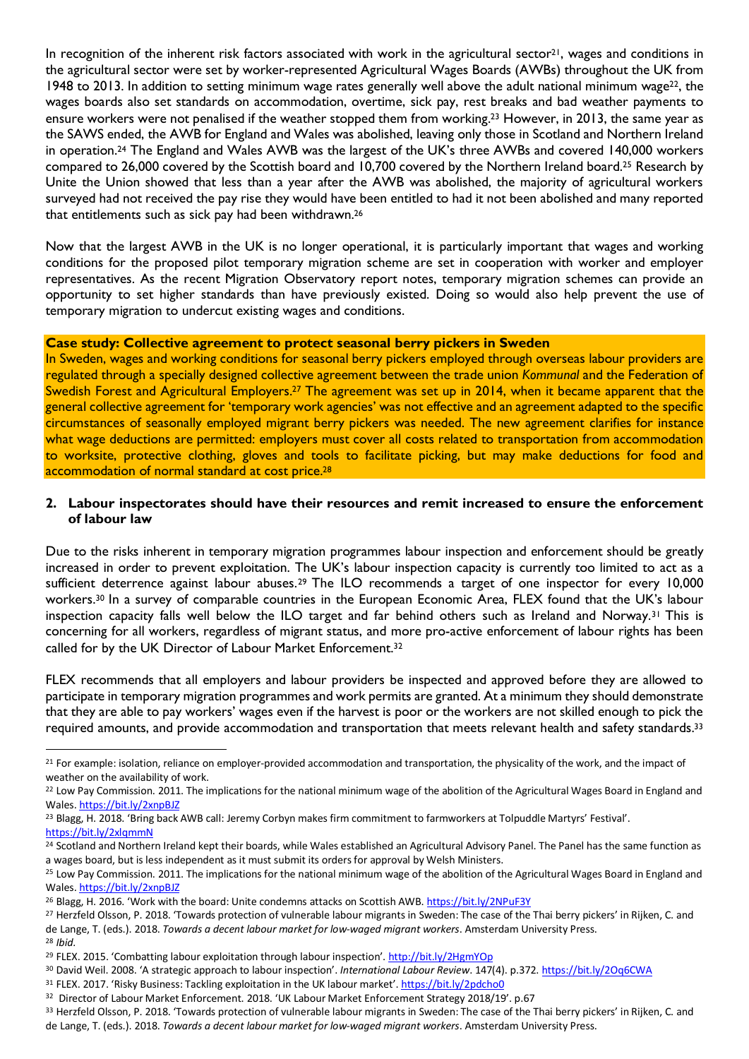In recognition of the inherent risk factors associated with work in the agricultural sector[21], wages and conditions in the agricultural sector were set by worker-represented Agricultural Wages Boards (AWBs) throughout the UK from 1948 to 2013. In addition to setting minimum wage rates generally well above the adult national minimum wage[22], the wages boards also set standards on accommodation, overtime, sick pay, rest breaks and bad weather payments to ensure workers were not penalised if the weather stopped them from working.[23] However, in 2013, the same year as the SAWS ended, the AWB for England and Wales was abolished, leaving only those in Scotland and Northern Ireland in operation.[24] The England and Wales AWB was the largest of the UK's three AWBs and covered 140,000 workers compared to 26,000 covered by the Scottish board and 10,700 covered by the Northern Ireland board.[25] Research by Unite the Union showed that less than a year after the AWB was abolished, the majority of agricultural workers surveyed had not received the pay rise they would have been entitled to had it not been abolished and many reported that entitlements such as sick pay had been withdrawn.[26]

Now that the largest AWB in the UK is no longer operational, it is particularly important that wages and working conditions for the proposed pilot temporary migration scheme are set in cooperation with worker and employer representatives. As the recent Migration Observatory report notes, temporary migration schemes can provide an opportunity to set higher standards than have previously existed. Doing so would also help prevent the use of temporary migration to undercut existing wages and conditions.

**Case study: Collective agreement to protect seasonal berry pickers in Sweden**

In Sweden, wages and working conditions for seasonal berry pickers employed through overseas labour providers are regulated through a specially designed collective agreement between the trade union *Kommunal* and the Federation of Swedish Forest and Agricultural Employers.[27] The agreement was set up in 2014, when it became apparent that the general collective agreement for 'temporary work agencies' was not effective and an agreement adapted to the specific circumstances of seasonally employed migrant berry pickers was needed. The new agreement clarifies for instance what wage deductions are permitted: employers must cover all costs related to transportation from accommodation to worksite, protective clothing, gloves and tools to facilitate picking, but may make deductions for food and accommodation of normal standard at cost price.[28]

## 2. Labour inspectorates should have their resources and remit increased to ensure the enforcement of labour law

Due to the risks inherent in temporary migration programmes labour inspection and enforcement should be greatly increased in order to prevent exploitation. The UK's labour inspection capacity is currently too limited to act as a sufficient deterrence against labour abuses.[29] The ILO recommends a target of one inspector for every 10,000 workers.[30] In a survey of comparable countries in the European Economic Area, FLEX found that the UK's labour inspection capacity falls well below the ILO target and far behind others such as Ireland and Norway.[31] This is concerning for all workers, regardless of migrant status, and more pro-active enforcement of labour rights has been called for by the UK Director of Labour Market Enforcement.[32]

FLEX recommends that all employers and labour providers be inspected and approved before they are allowed to participate in temporary migration programmes and work permits are granted. At a minimum they should demonstrate that they are able to pay workers' wages even if the harvest is poor or the workers are not skilled enough to pick the required amounts, and provide accommodation and transportation that meets relevant health and safety standards.[33]

---

[21] For example: isolation, reliance on employer-provided accommodation and transportation, the physicality of the work, and the impact of weather on the availability of work.

[22] Low Pay Commission. 2011. The implications for the national minimum wage of the abolition of the Agricultural Wages Board in England and Wales. https://bit.ly/2xnpBJZ

[23] Blagg, H. 2018. 'Bring back AWB call: Jeremy Corbyn makes firm commitment to farmworkers at Tolpuddle Martyrs' Festival'. https://bit.ly/2xlqmmN

[24] Scotland and Northern Ireland kept their boards, while Wales established an Agricultural Advisory Panel. The Panel has the same function as a wages board, but is less independent as it must submit its orders for approval by Welsh Ministers.

[25] Low Pay Commission. 2011. The implications for the national minimum wage of the abolition of the Agricultural Wages Board in England and Wales. https://bit.ly/2xnpBJZ

[26] Blagg, H. 2016. 'Work with the board: Unite condemns attacks on Scottish AWB. https://bit.ly/2NPuF3Y

[27] Herzfeld Olsson, P. 2018. 'Towards protection of vulnerable labour migrants in Sweden: The case of the Thai berry pickers' in Rijken, C. and de Lange, T. (eds.). 2018. *Towards a decent labour market for low-waged migrant workers*. Amsterdam University Press.

[28] *Ibid.*

[29] FLEX. 2015. 'Combatting labour exploitation through labour inspection'. http://bit.ly/2HgmYOp

[30] David Weil. 2008. 'A strategic approach to labour inspection'. *International Labour Review*. 147(4). p.372. https://bit.ly/2Oq6CWA

[31] FLEX. 2017. 'Risky Business: Tackling exploitation in the UK labour market'. https://bit.ly/2pdcho0

[32] Director of Labour Market Enforcement. 2018. 'UK Labour Market Enforcement Strategy 2018/19'. p.67

[33] Herzfeld Olsson, P. 2018. 'Towards protection of vulnerable labour migrants in Sweden: The case of the Thai berry pickers' in Rijken, C. and de Lange, T. (eds.). 2018. *Towards a decent labour market for low-waged migrant workers*. Amsterdam University Press.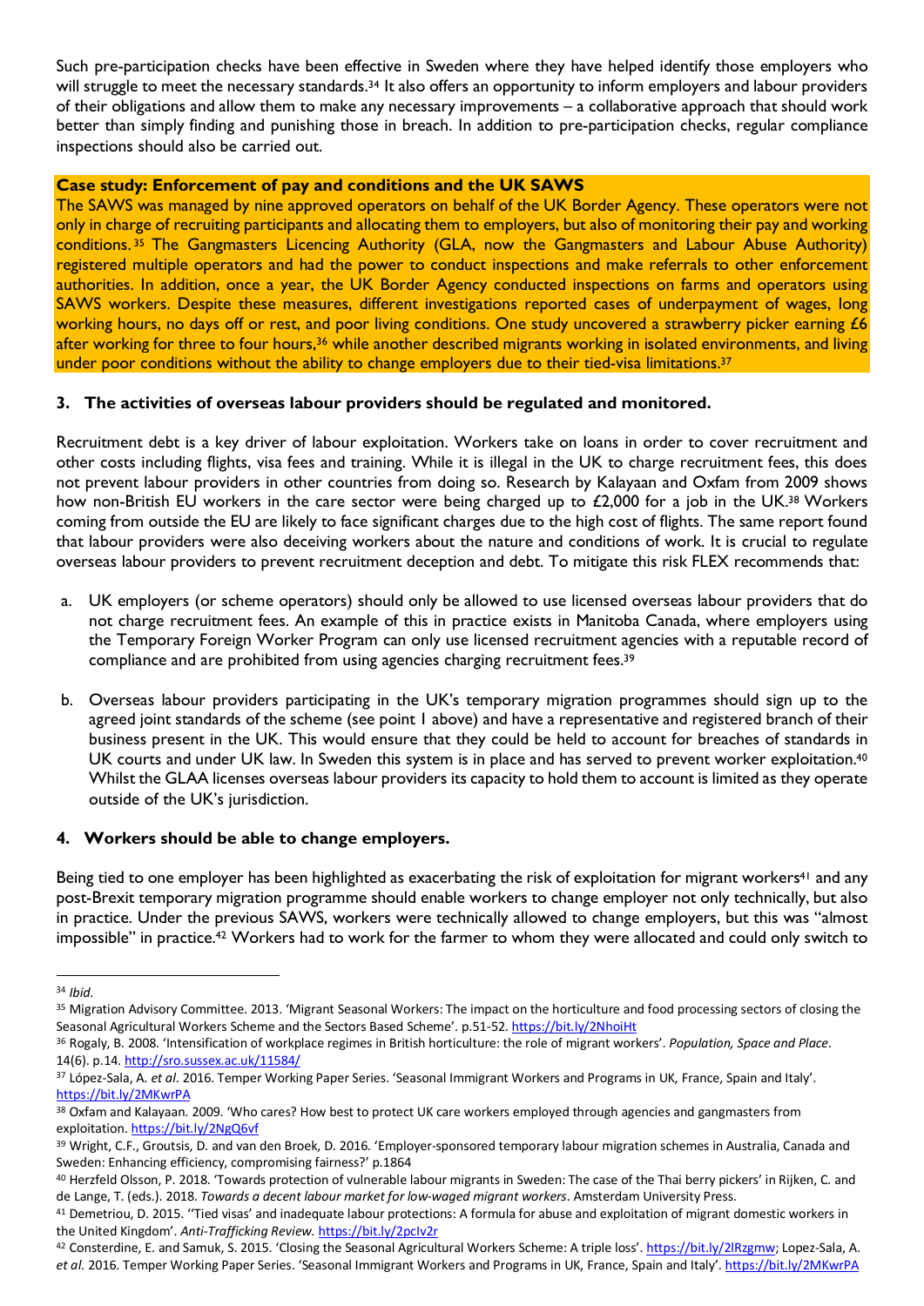Such pre-participation checks have been effective in Sweden where they have helped identify those employers who will struggle to meet the necessary standards.[34] It also offers an opportunity to inform employers and labour providers of their obligations and allow them to make any necessary improvements – a collaborative approach that should work better than simply finding and punishing those in breach. In addition to pre-participation checks, regular compliance inspections should also be carried out.

**Case study: Enforcement of pay and conditions and the UK SAWS**

The SAWS was managed by nine approved operators on behalf of the UK Border Agency. These operators were not only in charge of recruiting participants and allocating them to employers, but also of monitoring their pay and working conditions.[35] The Gangmasters Licencing Authority (GLA, now the Gangmasters and Labour Abuse Authority) registered multiple operators and had the power to conduct inspections and make referrals to other enforcement authorities. In addition, once a year, the UK Border Agency conducted inspections on farms and operators using SAWS workers. Despite these measures, different investigations reported cases of underpayment of wages, long working hours, no days off or rest, and poor living conditions. One study uncovered a strawberry picker earning £6 after working for three to four hours,[36] while another described migrants working in isolated environments, and living under poor conditions without the ability to change employers due to their tied-visa limitations.[37]

### 3. The activities of overseas labour providers should be regulated and monitored.

Recruitment debt is a key driver of labour exploitation. Workers take on loans in order to cover recruitment and other costs including flights, visa fees and training. While it is illegal in the UK to charge recruitment fees, this does not prevent labour providers in other countries from doing so. Research by Kalayaan and Oxfam from 2009 shows how non-British EU workers in the care sector were being charged up to £2,000 for a job in the UK.[38] Workers coming from outside the EU are likely to face significant charges due to the high cost of flights. The same report found that labour providers were also deceiving workers about the nature and conditions of work. It is crucial to regulate overseas labour providers to prevent recruitment deception and debt. To mitigate this risk FLEX recommends that:

a. UK employers (or scheme operators) should only be allowed to use licensed overseas labour providers that do not charge recruitment fees. An example of this in practice exists in Manitoba Canada, where employers using the Temporary Foreign Worker Program can only use licensed recruitment agencies with a reputable record of compliance and are prohibited from using agencies charging recruitment fees.[39]

b. Overseas labour providers participating in the UK's temporary migration programmes should sign up to the agreed joint standards of the scheme (see point 1 above) and have a representative and registered branch of their business present in the UK. This would ensure that they could be held to account for breaches of standards in UK courts and under UK law. In Sweden this system is in place and has served to prevent worker exploitation.[40] Whilst the GLAA licenses overseas labour providers its capacity to hold them to account is limited as they operate outside of the UK's jurisdiction.

### 4. Workers should be able to change employers.

Being tied to one employer has been highlighted as exacerbating the risk of exploitation for migrant workers[41] and any post-Brexit temporary migration programme should enable workers to change employer not only technically, but also in practice. Under the previous SAWS, workers were technically allowed to change employers, but this was "almost impossible" in practice.[42] Workers had to work for the farmer to whom they were allocated and could only switch to

---

[34] *Ibid.*

[35] Migration Advisory Committee. 2013. 'Migrant Seasonal Workers: The impact on the horticulture and food processing sectors of closing the Seasonal Agricultural Workers Scheme and the Sectors Based Scheme'. p.51-52. https://bit.ly/2NhoiHt

[36] Rogaly, B. 2008. 'Intensification of workplace regimes in British horticulture: the role of migrant workers'. *Population, Space and Place*. 14(6). p.14. http://sro.sussex.ac.uk/11584/

[37] López-Sala, A. *et al*. 2016. Temper Working Paper Series. 'Seasonal Immigrant Workers and Programs in UK, France, Spain and Italy'. https://bit.ly/2MKwrPA

[38] Oxfam and Kalayaan. 2009. 'Who cares? How best to protect UK care workers employed through agencies and gangmasters from exploitation. https://bit.ly/2NgQ6vf

[39] Wright, C.F., Groutsis, D. and van den Broek, D. 2016. 'Employer-sponsored temporary labour migration schemes in Australia, Canada and Sweden: Enhancing efficiency, compromising fairness?' p.1864

[40] Herzfeld Olsson, P. 2018. 'Towards protection of vulnerable labour migrants in Sweden: The case of the Thai berry pickers' in Rijken, C. and de Lange, T. (eds.). 2018. *Towards a decent labour market for low-waged migrant workers*. Amsterdam University Press.

[41] Demetriou, D. 2015. ''Tied visas' and inadequate labour protections: A formula for abuse and exploitation of migrant domestic workers in the United Kingdom'. *Anti-Trafficking Review*. https://bit.ly/2pcIv2r

[42] Consterdine, E. and Samuk, S. 2015. 'Closing the Seasonal Agricultural Workers Scheme: A triple loss'. https://bit.ly/2lRzgmw; Lopez-Sala, A. *et al*. 2016. Temper Working Paper Series. 'Seasonal Immigrant Workers and Programs in UK, France, Spain and Italy'. https://bit.ly/2MKwrPA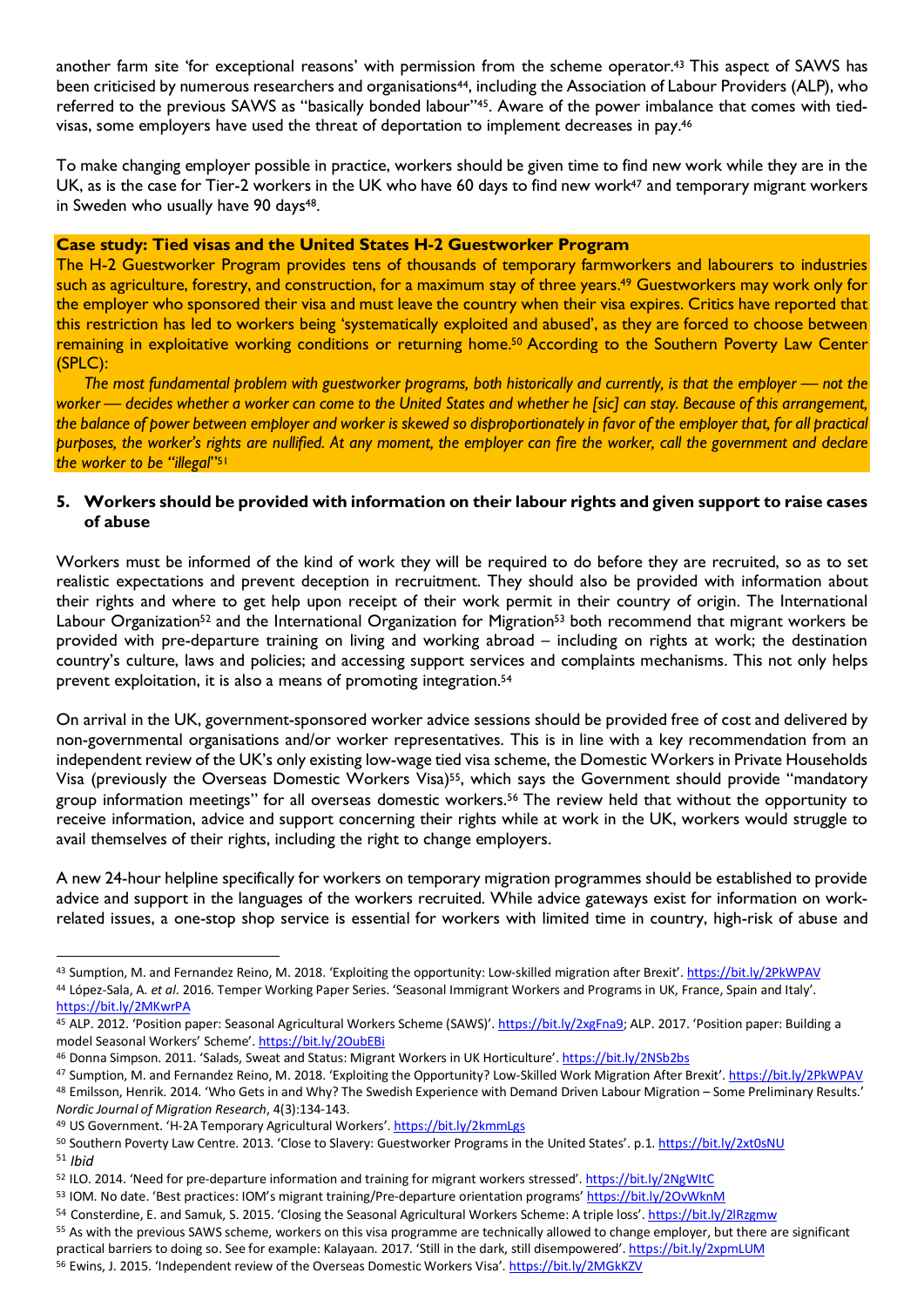another farm site 'for exceptional reasons' with permission from the scheme operator.[43] This aspect of SAWS has been criticised by numerous researchers and organisations[44], including the Association of Labour Providers (ALP), who referred to the previous SAWS as "basically bonded labour"[45]. Aware of the power imbalance that comes with tied-visas, some employers have used the threat of deportation to implement decreases in pay.[46]

To make changing employer possible in practice, workers should be given time to find new work while they are in the UK, as is the case for Tier-2 workers in the UK who have 60 days to find new work[47] and temporary migrant workers in Sweden who usually have 90 days[48].

**Case study: Tied visas and the United States H-2 Guestworker Program**

The H-2 Guestworker Program provides tens of thousands of temporary farmworkers and labourers to industries such as agriculture, forestry, and construction, for a maximum stay of three years.[49] Guestworkers may work only for the employer who sponsored their visa and must leave the country when their visa expires. Critics have reported that this restriction has led to workers being 'systematically exploited and abused', as they are forced to choose between remaining in exploitative working conditions or returning home.[50] According to the Southern Poverty Law Center (SPLC):

*The most fundamental problem with guestworker programs, both historically and currently, is that the employer — not the worker — decides whether a worker can come to the United States and whether he [sic] can stay. Because of this arrangement, the balance of power between employer and worker is skewed so disproportionately in favor of the employer that, for all practical purposes, the worker's rights are nullified. At any moment, the employer can fire the worker, call the government and declare the worker to be "illegal"*[51]

### 5. Workers should be provided with information on their labour rights and given support to raise cases of abuse

Workers must be informed of the kind of work they will be required to do before they are recruited, so as to set realistic expectations and prevent deception in recruitment. They should also be provided with information about their rights and where to get help upon receipt of their work permit in their country of origin. The International Labour Organization[52] and the International Organization for Migration[53] both recommend that migrant workers be provided with pre-departure training on living and working abroad – including on rights at work; the destination country's culture, laws and policies; and accessing support services and complaints mechanisms. This not only helps prevent exploitation, it is also a means of promoting integration.[54]

On arrival in the UK, government-sponsored worker advice sessions should be provided free of cost and delivered by non-governmental organisations and/or worker representatives. This is in line with a key recommendation from an independent review of the UK's only existing low-wage tied visa scheme, the Domestic Workers in Private Households Visa (previously the Overseas Domestic Workers Visa)[55], which says the Government should provide "mandatory group information meetings" for all overseas domestic workers.[56] The review held that without the opportunity to receive information, advice and support concerning their rights while at work in the UK, workers would struggle to avail themselves of their rights, including the right to change employers.

A new 24-hour helpline specifically for workers on temporary migration programmes should be established to provide advice and support in the languages of the workers recruited. While advice gateways exist for information on work-related issues, a one-stop shop service is essential for workers with limited time in country, high-risk of abuse and

---

[43] Sumption, M. and Fernandez Reino, M. 2018. 'Exploiting the opportunity: Low-skilled migration after Brexit'. https://bit.ly/2PkWPAV

[44] López-Sala, A. *et al*. 2016. Temper Working Paper Series. 'Seasonal Immigrant Workers and Programs in UK, France, Spain and Italy'. https://bit.ly/2MKwrPA

[45] ALP. 2012. 'Position paper: Seasonal Agricultural Workers Scheme (SAWS)'. https://bit.ly/2xgFna9; ALP. 2017. 'Position paper: Building a model Seasonal Workers' Scheme'. https://bit.ly/2OubEBi

[46] Donna Simpson. 2011. 'Salads, Sweat and Status: Migrant Workers in UK Horticulture'. https://bit.ly/2NSb2bs

[47] Sumption, M. and Fernandez Reino, M. 2018. 'Exploiting the Opportunity? Low-Skilled Work Migration After Brexit'. https://bit.ly/2PkWPAV

[48] Emilsson, Henrik. 2014. 'Who Gets in and Why? The Swedish Experience with Demand Driven Labour Migration – Some Preliminary Results.' *Nordic Journal of Migration Research*, 4(3):134-143.

[49] US Government. 'H-2A Temporary Agricultural Workers'. https://bit.ly/2kmmLgs

[50] Southern Poverty Law Centre. 2013. 'Close to Slavery: Guestworker Programs in the United States'. p.1. https://bit.ly/2xt0sNU

[51] *Ibid*

[52] ILO. 2014. 'Need for pre-departure information and training for migrant workers stressed'. https://bit.ly/2NgWItC

[53] IOM. No date. 'Best practices: IOM's migrant training/Pre-departure orientation programs' https://bit.ly/2OvWknM

[54] Consterdine, E. and Samuk, S. 2015. 'Closing the Seasonal Agricultural Workers Scheme: A triple loss'. https://bit.ly/2lRzgmw

[55] As with the previous SAWS scheme, workers on this visa programme are technically allowed to change employer, but there are significant practical barriers to doing so. See for example: Kalayaan. 2017. 'Still in the dark, still disempowered'. https://bit.ly/2xpmLUM

[56] Ewins, J. 2015. 'Independent review of the Overseas Domestic Workers Visa'. https://bit.ly/2MGkKZV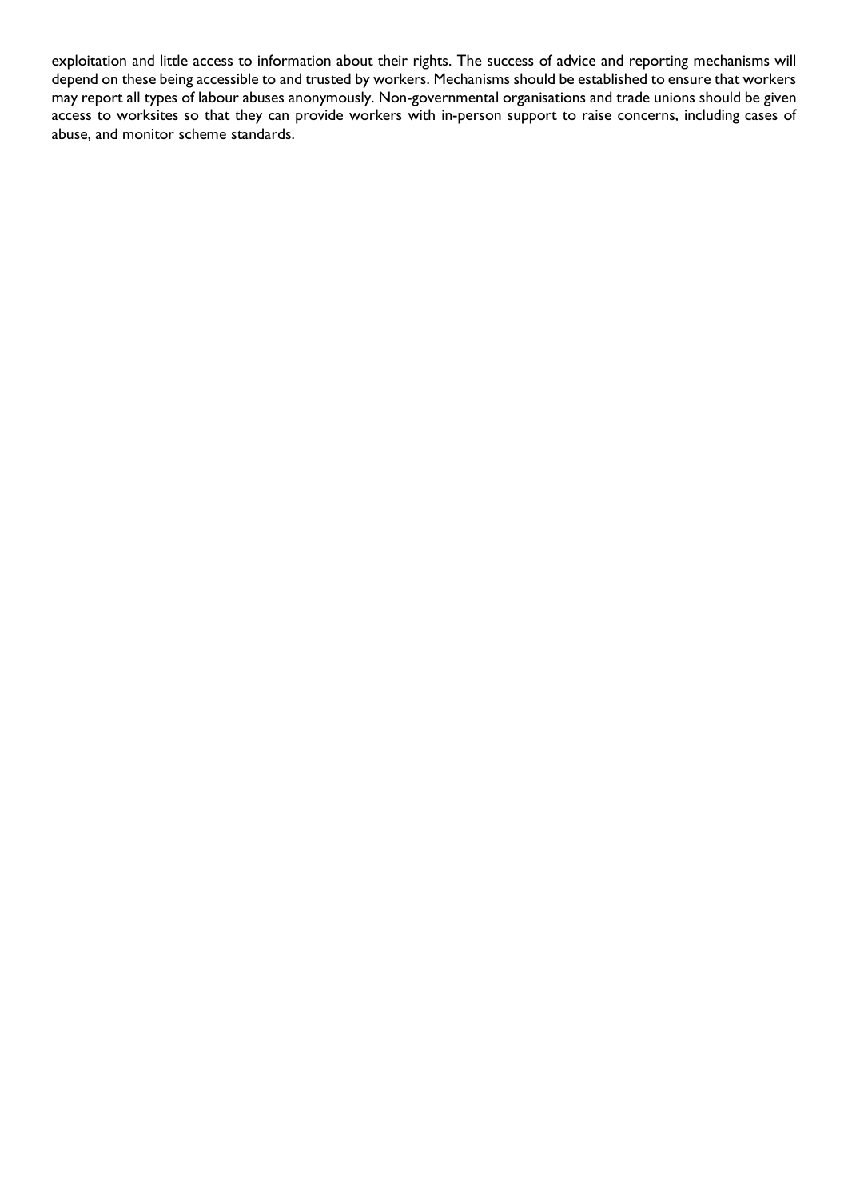exploitation and little access to information about their rights. The success of advice and reporting mechanisms will depend on these being accessible to and trusted by workers. Mechanisms should be established to ensure that workers may report all types of labour abuses anonymously. Non-governmental organisations and trade unions should be given access to worksites so that they can provide workers with in-person support to raise concerns, including cases of abuse, and monitor scheme standards.